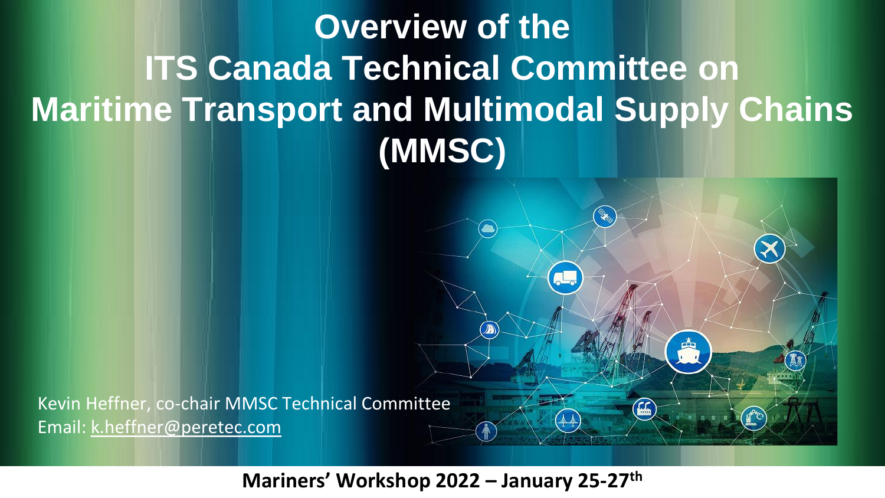# Overview of the ITS Canada Technical Committee on Maritime Transport and Multimodal Supply Chains (MMSC)

Kevin Heffner, co-chair MMSC Technical Committee
Email: [k.heffner@peretec.com](mailto:k.heffner@peretec.com)

**Mariners' Workshop 2022 – January 25-27th**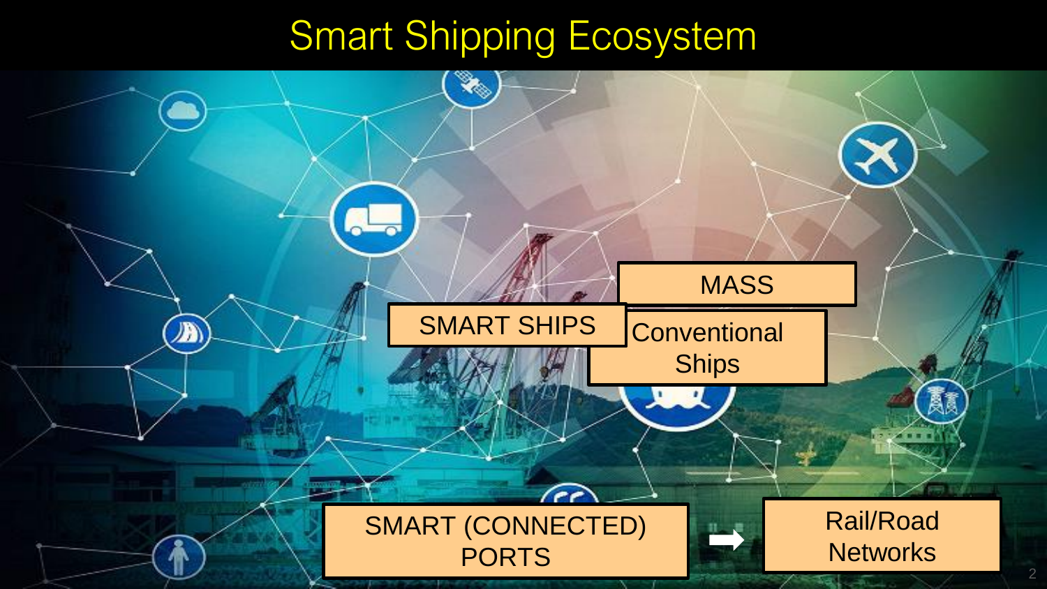# Smart Shipping Ecosystem

MASS

SMART SHIPS

Conventional Ships

SMART (CONNECTED) PORTS

➡

Rail/Road Networks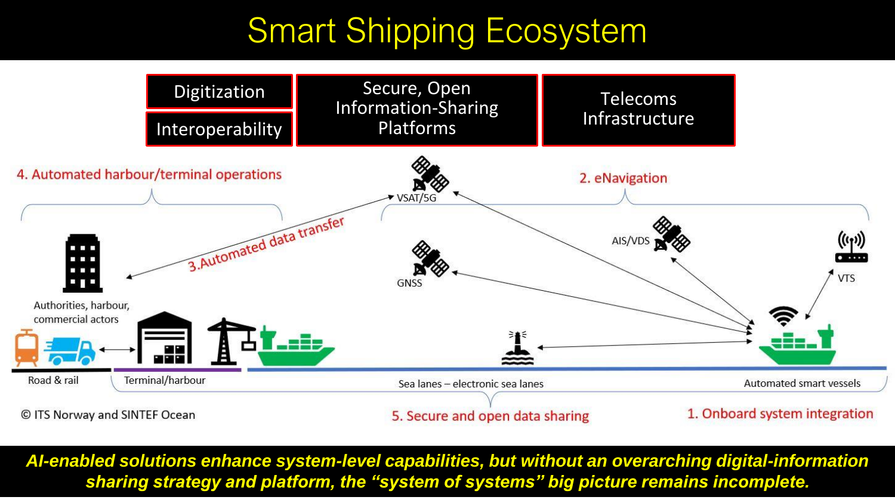# Smart Shipping Ecosystem

Digitization

Interoperability

Secure, Open Information-Sharing Platforms

Telecoms Infrastructure

4. Automated harbour/terminal operations

2. eNavigation

VSAT/5G

3.Automated data transfer

AIS/VDS

GNSS

VTS

Authorities, harbour, commercial actors

Road & rail

Terminal/harbour

Sea lanes – electronic sea lanes

Automated smart vessels

© ITS Norway and SINTEF Ocean

5. Secure and open data sharing

1. Onboard system integration

***AI-enabled solutions enhance system-level capabilities, but without an overarching digital-information sharing strategy and platform, the "system of systems" big picture remains incomplete.***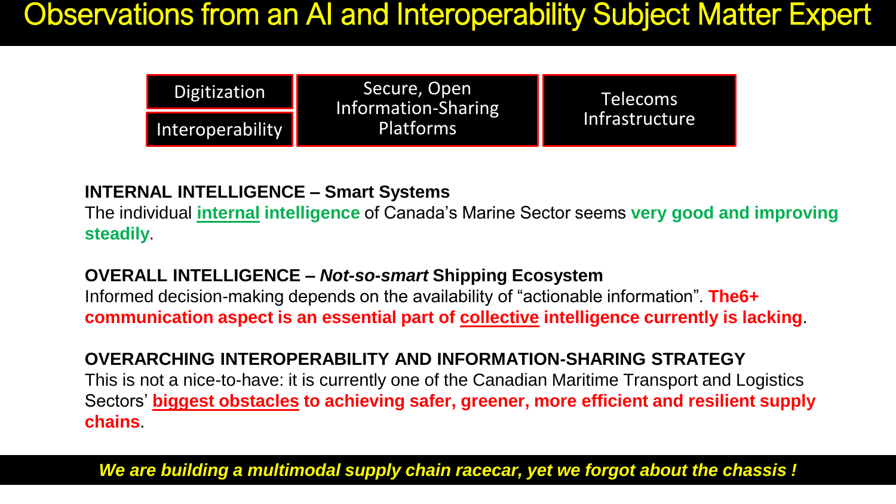# Observations from an AI and Interoperability Subject Matter Expert

| Digitization | Secure, Open Information-Sharing Platforms | Telecoms Infrastructure |
| --- | --- | --- |
| Interoperability | | |

**INTERNAL INTELLIGENCE – Smart Systems**

The individual **internal intelligence** of Canada's Marine Sector seems **very good and improving steadily**.

**OVERALL INTELLIGENCE – *Not-so-smart* Shipping Ecosystem**

Informed decision-making depends on the availability of "actionable information". **The6+ communication aspect is an essential part of collective intelligence currently is lacking**.

**OVERARCHING INTEROPERABILITY AND INFORMATION-SHARING STRATEGY**

This is not a nice-to-have: it is currently one of the Canadian Maritime Transport and Logistics Sectors' **biggest obstacles to achieving safer, greener, more efficient and resilient supply chains**.

***We are building a multimodal supply chain racecar, yet we forgot about the chassis !***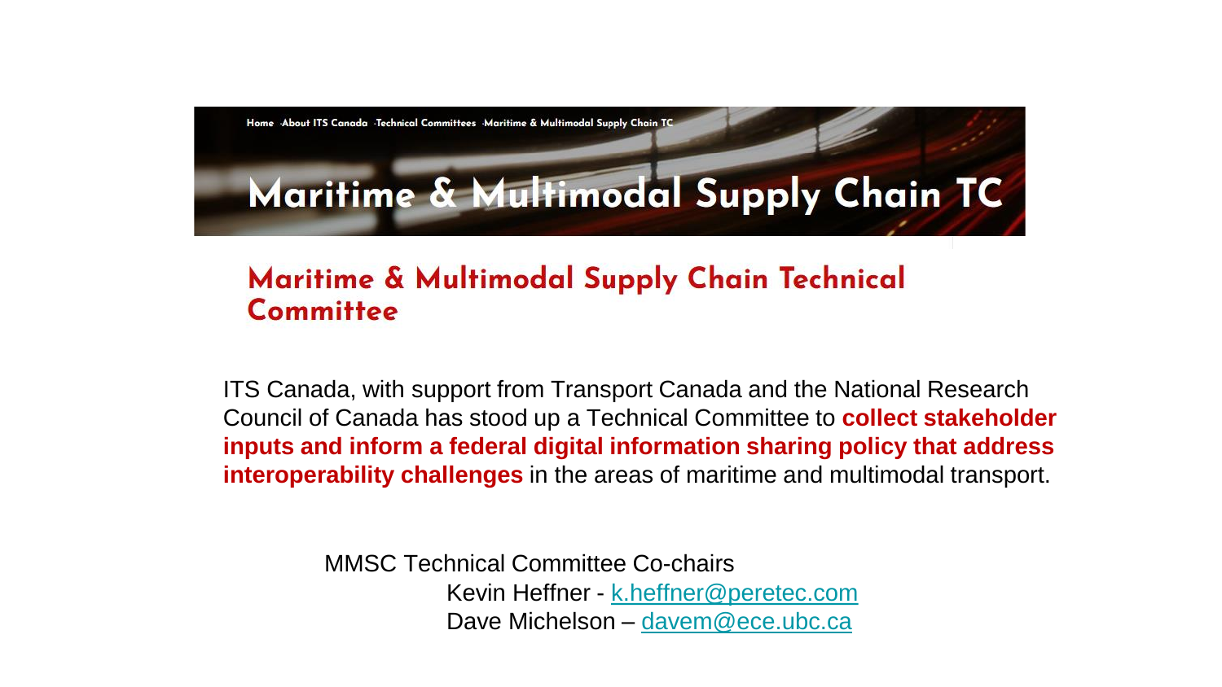Home ·About ITS Canada ·Technical Committees ·Maritime & Multimodal Supply Chain TC

# Maritime & Multimodal Supply Chain TC

## Maritime & Multimodal Supply Chain Technical Committee

ITS Canada, with support from Transport Canada and the National Research Council of Canada has stood up a Technical Committee to **collect stakeholder inputs and inform a federal digital information sharing policy that address interoperability challenges** in the areas of maritime and multimodal transport.

MMSC Technical Committee Co-chairs

Kevin Heffner - k.heffner@peretec.com

Dave Michelson – davem@ece.ubc.ca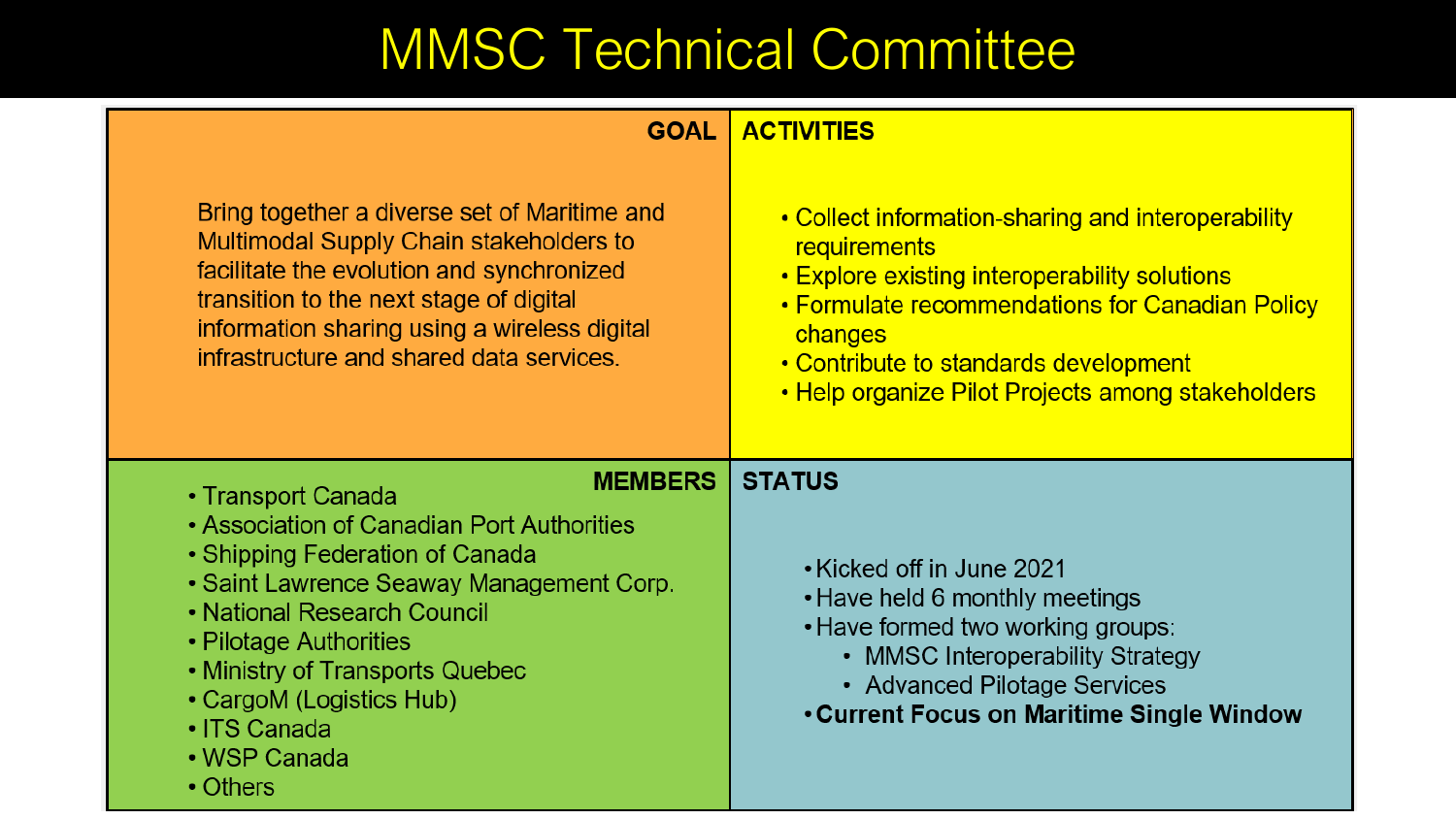# MMSC Technical Committee

## GOAL

Bring together a diverse set of Maritime and Multimodal Supply Chain stakeholders to facilitate the evolution and synchronized transition to the next stage of digital information sharing using a wireless digital infrastructure and shared data services.

## ACTIVITIES

- Collect information-sharing and interoperability requirements
- Explore existing interoperability solutions
- Formulate recommendations for Canadian Policy changes
- Contribute to standards development
- Help organize Pilot Projects among stakeholders

## MEMBERS

- Transport Canada
- Association of Canadian Port Authorities
- Shipping Federation of Canada
- Saint Lawrence Seaway Management Corp.
- National Research Council
- Pilotage Authorities
- Ministry of Transports Quebec
- CargoM (Logistics Hub)
- ITS Canada
- WSP Canada
- Others

## STATUS

- Kicked off in June 2021
- Have held 6 monthly meetings
- Have formed two working groups:
  - MMSC Interoperability Strategy
  - Advanced Pilotage Services
- **Current Focus on Maritime Single Window**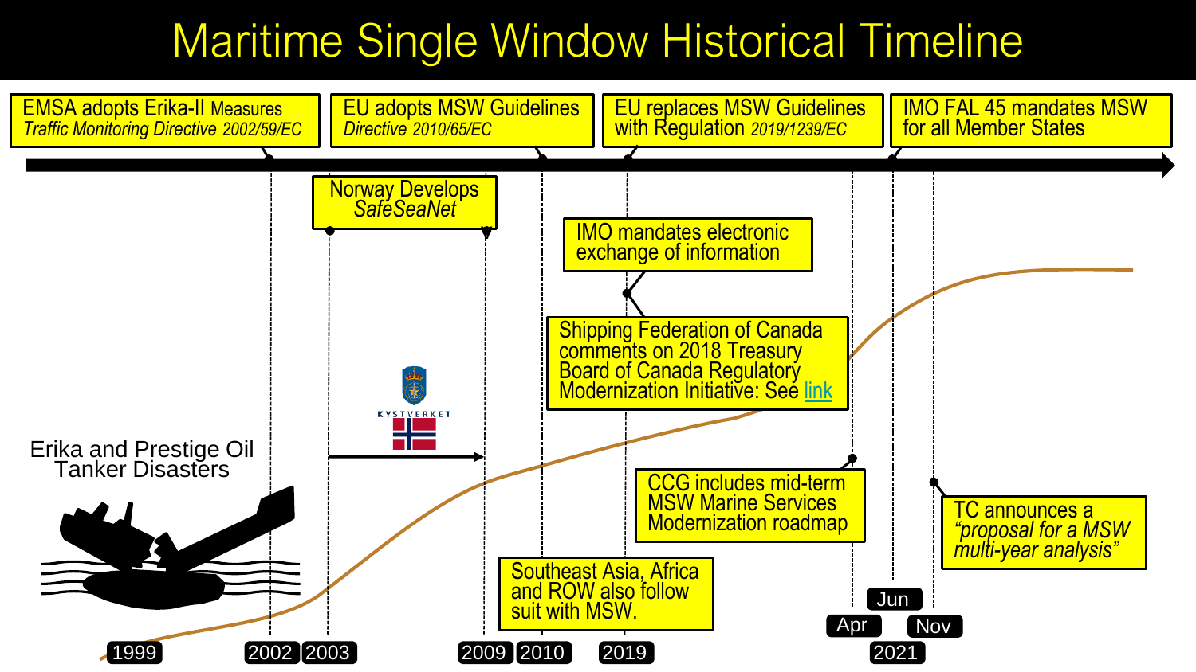# Maritime Single Window Historical Timeline

**EMSA adopts Erika-II Measures**
*Traffic Monitoring Directive 2002/59/EC*

**EU adopts MSW Guidelines**
*Directive 2010/65/EC*

**EU replaces MSW Guidelines with Regulation** *2019/1239/EC*

**IMO FAL 45 mandates MSW for all Member States**

Norway Develops *SafeSeaNet*

IMO mandates electronic exchange of information

Shipping Federation of Canada comments on 2018 Treasury Board of Canada Regulatory Modernization Initiative: See link

Erika and Prestige Oil Tanker Disasters

KYSTVERKET

CCG includes mid-term MSW Marine Services Modernization roadmap

TC announces a *"proposal for a MSW multi-year analysis"*

Southeast Asia, Africa and ROW also follow suit with MSW.

1999 | 2002 | 2003 | 2009 | 2010 | 2019 | 2021 (Apr, Jun, Nov)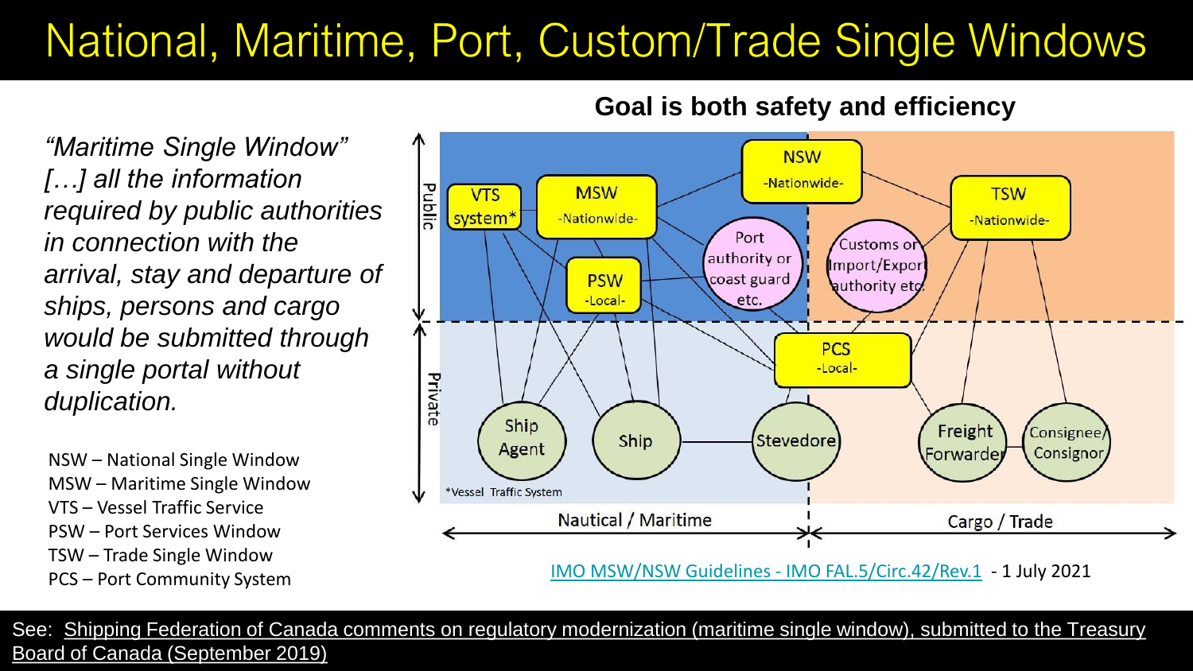# National, Maritime, Port, Custom/Trade Single Windows

*"Maritime Single Window" [...] all the information required by public authorities in connection with the arrival, stay and departure of ships, persons and cargo would be submitted through a single portal without duplication.*

NSW – National Single Window
MSW – Maritime Single Window
VTS – Vessel Traffic Service
PSW – Port Services Window
TSW – Trade Single Window
PCS – Port Community System

**Goal is both safety and efficiency**

Public / Private

VTS system*

MSW -Nationwide-

NSW -Nationwide-

TSW -Nationwide-

PSW -Local-

Port authority or coast guard etc.

Customs or Import/Export authority etc.

PCS -Local-

Ship Agent

Ship

Stevedore

Freight Forwarder

Consignee/ Consignor

*Vessel Traffic System

Nautical / Maritime — Cargo / Trade

IMO MSW/NSW Guidelines - IMO FAL.5/Circ.42/Rev.1 - 1 July 2021

See: Shipping Federation of Canada comments on regulatory modernization (maritime single window), submitted to the Treasury Board of Canada (September 2019)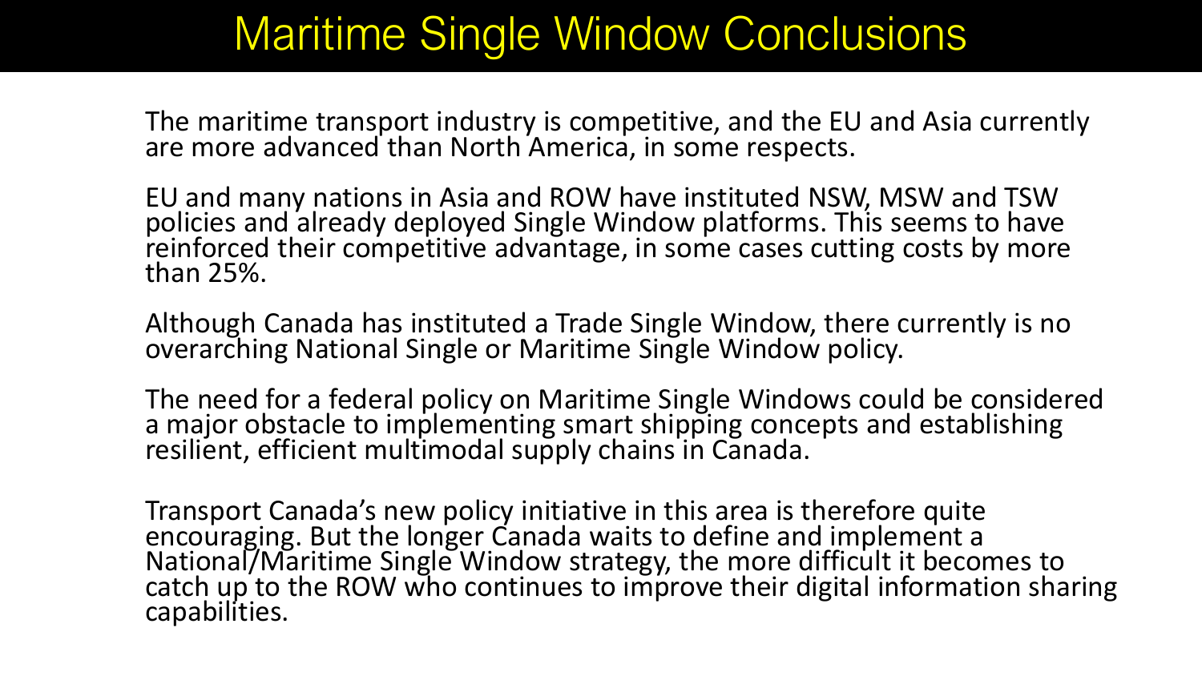# Maritime Single Window Conclusions

The maritime transport industry is competitive, and the EU and Asia currently are more advanced than North America, in some respects.

EU and many nations in Asia and ROW have instituted NSW, MSW and TSW policies and already deployed Single Window platforms. This seems to have reinforced their competitive advantage, in some cases cutting costs by more than 25%.

Although Canada has instituted a Trade Single Window, there currently is no overarching National Single or Maritime Single Window policy.

The need for a federal policy on Maritime Single Windows could be considered a major obstacle to implementing smart shipping concepts and establishing resilient, efficient multimodal supply chains in Canada.

Transport Canada's new policy initiative in this area is therefore quite encouraging. But the longer Canada waits to define and implement a National/Maritime Single Window strategy, the more difficult it becomes to catch up to the ROW who continues to improve their digital information sharing capabilities.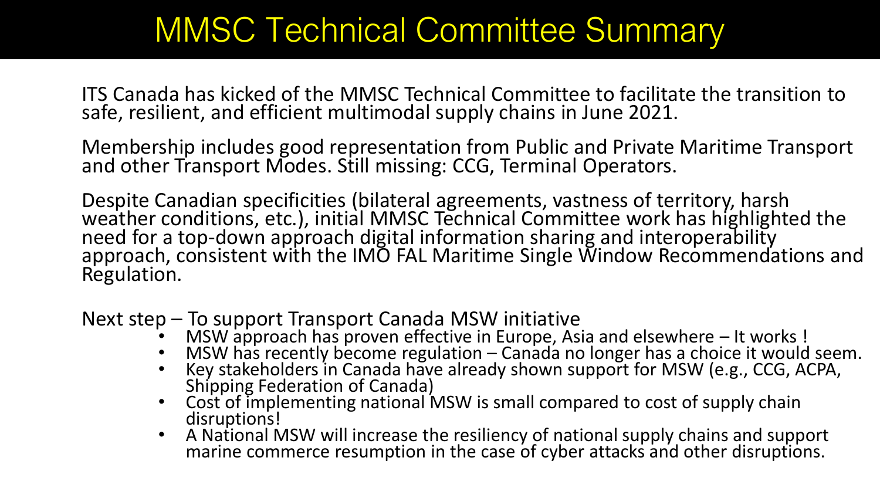# MMSC Technical Committee Summary

ITS Canada has kicked of the MMSC Technical Committee to facilitate the transition to safe, resilient, and efficient multimodal supply chains in June 2021.

Membership includes good representation from Public and Private Maritime Transport and other Transport Modes. Still missing: CCG, Terminal Operators.

Despite Canadian specificities (bilateral agreements, vastness of territory, harsh weather conditions, etc.), initial MMSC Technical Committee work has highlighted the need for a top-down approach digital information sharing and interoperability approach, consistent with the IMO FAL Maritime Single Window Recommendations and Regulation.

Next step – To support Transport Canada MSW initiative

- MSW approach has proven effective in Europe, Asia and elsewhere – It works !
- MSW has recently become regulation – Canada no longer has a choice it would seem.
- Key stakeholders in Canada have already shown support for MSW (e.g., CCG, ACPA, Shipping Federation of Canada)
- Cost of implementing national MSW is small compared to cost of supply chain disruptions!
- A National MSW will increase the resiliency of national supply chains and support marine commerce resumption in the case of cyber attacks and other disruptions.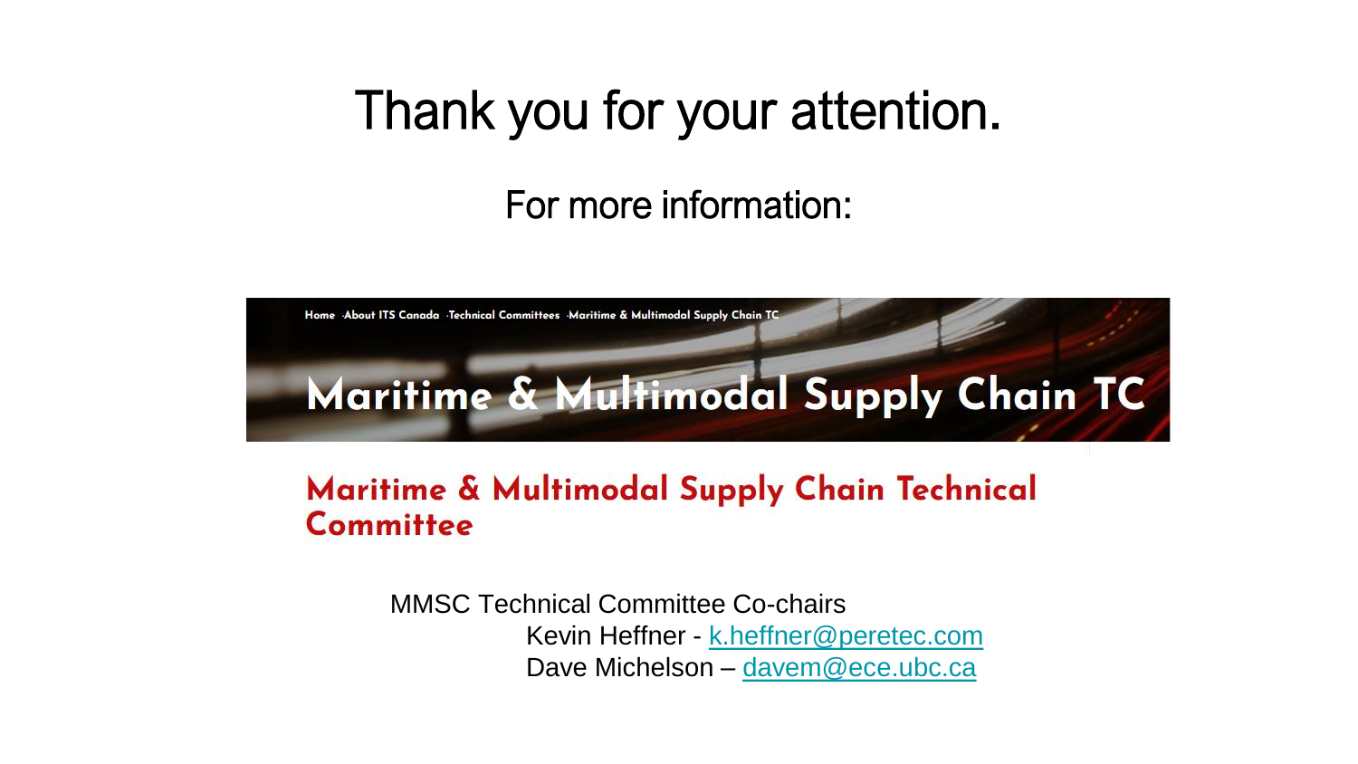# Thank you for your attention.

For more information:

Home ·About ITS Canada ·Technical Committees ·Maritime & Multimodal Supply Chain TC

Maritime & Multimodal Supply Chain TC

## Maritime & Multimodal Supply Chain Technical Committee

MMSC Technical Committee Co-chairs

Kevin Heffner - k.heffner@peretec.com

Dave Michelson – davem@ece.ubc.ca